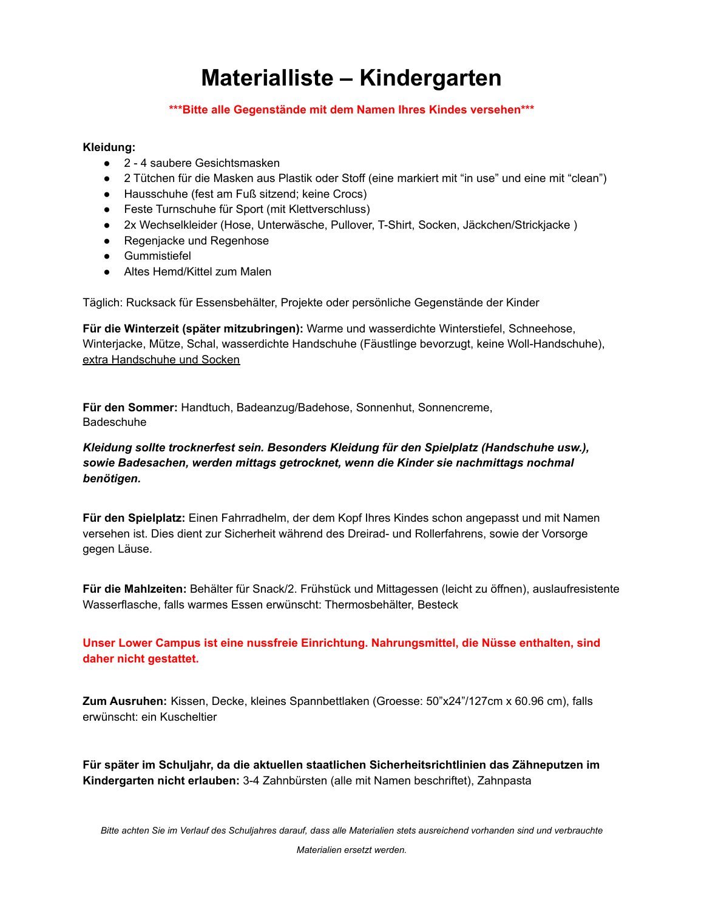# Materialliste – Kindergarten

**\*\*\*Bitte alle Gegenstände mit dem Namen Ihres Kindes versehen\*\*\***

**Kleidung:**

- 2 - 4 saubere Gesichtsmasken
- 2 Tütchen für die Masken aus Plastik oder Stoff (eine markiert mit "in use" und eine mit "clean")
- Hausschuhe (fest am Fuß sitzend; keine Crocs)
- Feste Turnschuhe für Sport (mit Klettverschluss)
- 2x Wechselkleider (Hose, Unterwäsche, Pullover, T-Shirt, Socken, Jäckchen/Strickjacke )
- Regenjacke und Regenhose
- Gummistiefel
- Altes Hemd/Kittel zum Malen

Täglich: Rucksack für Essensbehälter, Projekte oder persönliche Gegenstände der Kinder

**Für die Winterzeit (später mitzubringen):** Warme und wasserdichte Winterstiefel, Schneehose, Winterjacke, Mütze, Schal, wasserdichte Handschuhe (Fäustlinge bevorzugt, keine Woll-Handschuhe), extra Handschuhe und Socken

**Für den Sommer:** Handtuch, Badeanzug/Badehose, Sonnenhut, Sonnencreme, Badeschuhe

***Kleidung sollte trocknerfest sein. Besonders Kleidung für den Spielplatz (Handschuhe usw.), sowie Badesachen, werden mittags getrocknet, wenn die Kinder sie nachmittags nochmal benötigen.***

**Für den Spielplatz:** Einen Fahrradhelm, der dem Kopf Ihres Kindes schon angepasst und mit Namen versehen ist. Dies dient zur Sicherheit während des Dreirad- und Rollerfahrens, sowie der Vorsorge gegen Läuse.

**Für die Mahlzeiten:** Behälter für Snack/2. Frühstück und Mittagessen (leicht zu öffnen), auslaufresistente Wasserflasche, falls warmes Essen erwünscht: Thermosbehälter, Besteck

**Unser Lower Campus ist eine nussfreie Einrichtung. Nahrungsmittel, die Nüsse enthalten, sind daher nicht gestattet.**

**Zum Ausruhen:** Kissen, Decke, kleines Spannbettlaken (Groesse: 50"x24"/127cm x 60.96 cm), falls erwünscht: ein Kuscheltier

**Für später im Schuljahr, da die aktuellen staatlichen Sicherheitsrichtlinien das Zähneputzen im Kindergarten nicht erlauben:** 3-4 Zahnbürsten (alle mit Namen beschriftet), Zahnpasta

*Bitte achten Sie im Verlauf des Schuljahres darauf, dass alle Materialien stets ausreichend vorhanden sind und verbrauchte Materialien ersetzt werden.*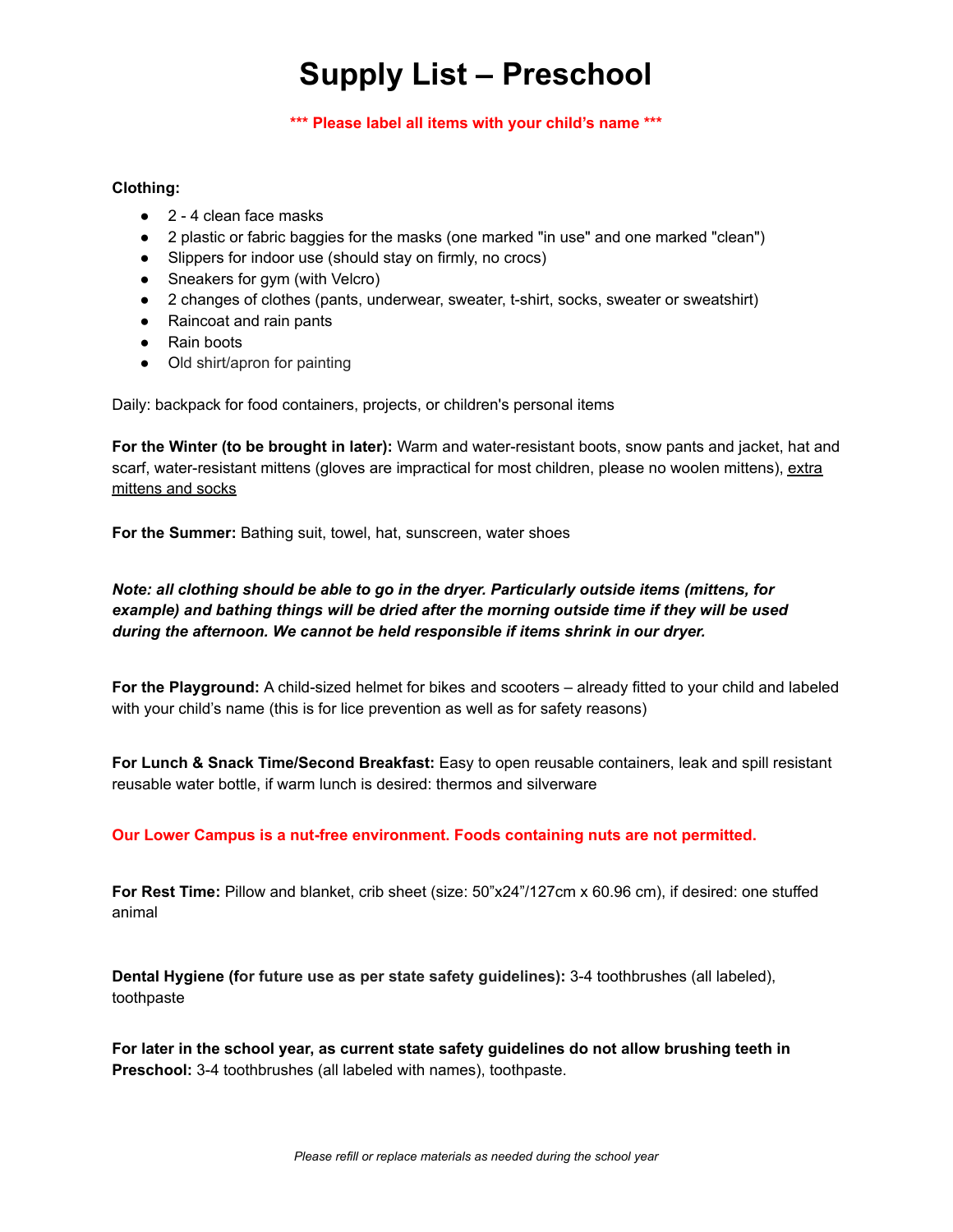# Supply List – Preschool

**\*\*\* Please label all items with your child's name \*\*\***

**Clothing:**

- 2 - 4 clean face masks
- 2 plastic or fabric baggies for the masks (one marked "in use" and one marked "clean")
- Slippers for indoor use (should stay on firmly, no crocs)
- Sneakers for gym (with Velcro)
- 2 changes of clothes (pants, underwear, sweater, t-shirt, socks, sweater or sweatshirt)
- Raincoat and rain pants
- Rain boots
- Old shirt/apron for painting

Daily: backpack for food containers, projects, or children's personal items

**For the Winter (to be brought in later):** Warm and water-resistant boots, snow pants and jacket, hat and scarf, water-resistant mittens (gloves are impractical for most children, please no woolen mittens), extra mittens and socks

**For the Summer:** Bathing suit, towel, hat, sunscreen, water shoes

***Note: all clothing should be able to go in the dryer. Particularly outside items (mittens, for example) and bathing things will be dried after the morning outside time if they will be used during the afternoon. We cannot be held responsible if items shrink in our dryer.***

**For the Playground:** A child-sized helmet for bikes and scooters – already fitted to your child and labeled with your child's name (this is for lice prevention as well as for safety reasons)

**For Lunch & Snack Time/Second Breakfast:** Easy to open reusable containers, leak and spill resistant reusable water bottle, if warm lunch is desired: thermos and silverware

**Our Lower Campus is a nut-free environment. Foods containing nuts are not permitted.**

**For Rest Time:** Pillow and blanket, crib sheet (size: 50"x24"/127cm x 60.96 cm), if desired: one stuffed animal

**Dental Hygiene (for future use as per state safety guidelines):** 3-4 toothbrushes (all labeled), toothpaste

**For later in the school year, as current state safety guidelines do not allow brushing teeth in Preschool:** 3-4 toothbrushes (all labeled with names), toothpaste.

*Please refill or replace materials as needed during the school year*